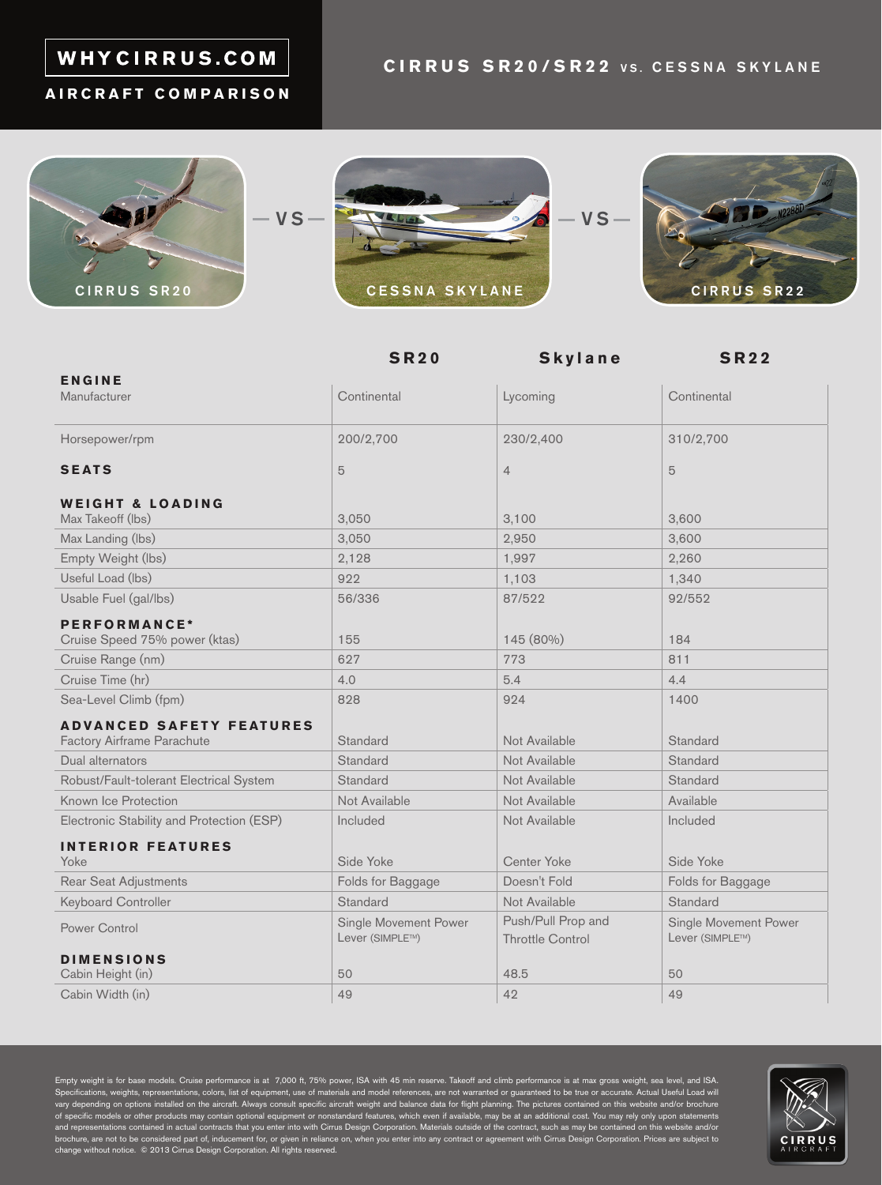# WHYCIRRUS.COM

## AIRCRAFT COMPARISON

## CIRRUS SR20/SR22 VS. CESSNA SKYLANE

CIRRUS SR20 — VS — CESSNA SKYLANE — VS — CIRRUS SR22

| | SR20 | Skylane | SR22 |
|---|---|---|---|
| **ENGINE** | | | |
| Manufacturer | Continental | Lycoming | Continental |
| Horsepower/rpm | 200/2,700 | 230/2,400 | 310/2,700 |
| **SEATS** | 5 | 4 | 5 |
| **WEIGHT & LOADING** | | | |
| Max Takeoff (lbs) | 3,050 | 3,100 | 3,600 |
| Max Landing (lbs) | 3,050 | 2,950 | 3,600 |
| Empty Weight (lbs) | 2,128 | 1,997 | 2,260 |
| Useful Load (lbs) | 922 | 1,103 | 1,340 |
| Usable Fuel (gal/lbs) | 56/336 | 87/522 | 92/552 |
| **PERFORMANCE*** | | | |
| Cruise Speed 75% power (ktas) | 155 | 145 (80%) | 184 |
| Cruise Range (nm) | 627 | 773 | 811 |
| Cruise Time (hr) | 4.0 | 5.4 | 4.4 |
| Sea-Level Climb (fpm) | 828 | 924 | 1400 |
| **ADVANCED SAFETY FEATURES** | | | |
| Factory Airframe Parachute | Standard | Not Available | Standard |
| Dual alternators | Standard | Not Available | Standard |
| Robust/Fault-tolerant Electrical System | Standard | Not Available | Standard |
| Known Ice Protection | Not Available | Not Available | Available |
| Electronic Stability and Protection (ESP) | Included | Not Available | Included |
| **INTERIOR FEATURES** | | | |
| Yoke | Side Yoke | Center Yoke | Side Yoke |
| Rear Seat Adjustments | Folds for Baggage | Doesn't Fold | Folds for Baggage |
| Keyboard Controller | Standard | Not Available | Standard |
| Power Control | Single Movement Power Lever (SIMPLE™) | Push/Pull Prop and Throttle Control | Single Movement Power Lever (SIMPLE™) |
| **DIMENSIONS** | | | |
| Cabin Height (in) | 50 | 48.5 | 50 |
| Cabin Width (in) | 49 | 42 | 49 |

Empty weight is for base models. Cruise performance is at 7,000 ft, 75% power, ISA with 45 min reserve. Takeoff and climb performance is at max gross weight, sea level, and ISA. Specifications, weights, representations, colors, list of equipment, use of materials and model references, are not warranted or guaranteed to be true or accurate. Actual Useful Load will vary depending on options installed on the aircraft. Always consult specific aircraft weight and balance data for flight planning. The pictures contained on this website and/or brochure of specific models or other products may contain optional equipment or nonstandard features, which even if available, may be at an additional cost. You may rely only upon statements and representations contained in actual contracts that you enter into with Cirrus Design Corporation. Materials outside of the contract, such as may be contained on this website and/or brochure, are not to be considered part of, inducement for, or given in reliance on, when you enter into any contract or agreement with Cirrus Design Corporation. Prices are subject to change without notice. © 2013 Cirrus Design Corporation. All rights reserved.

CIRRUS AIRCRAFT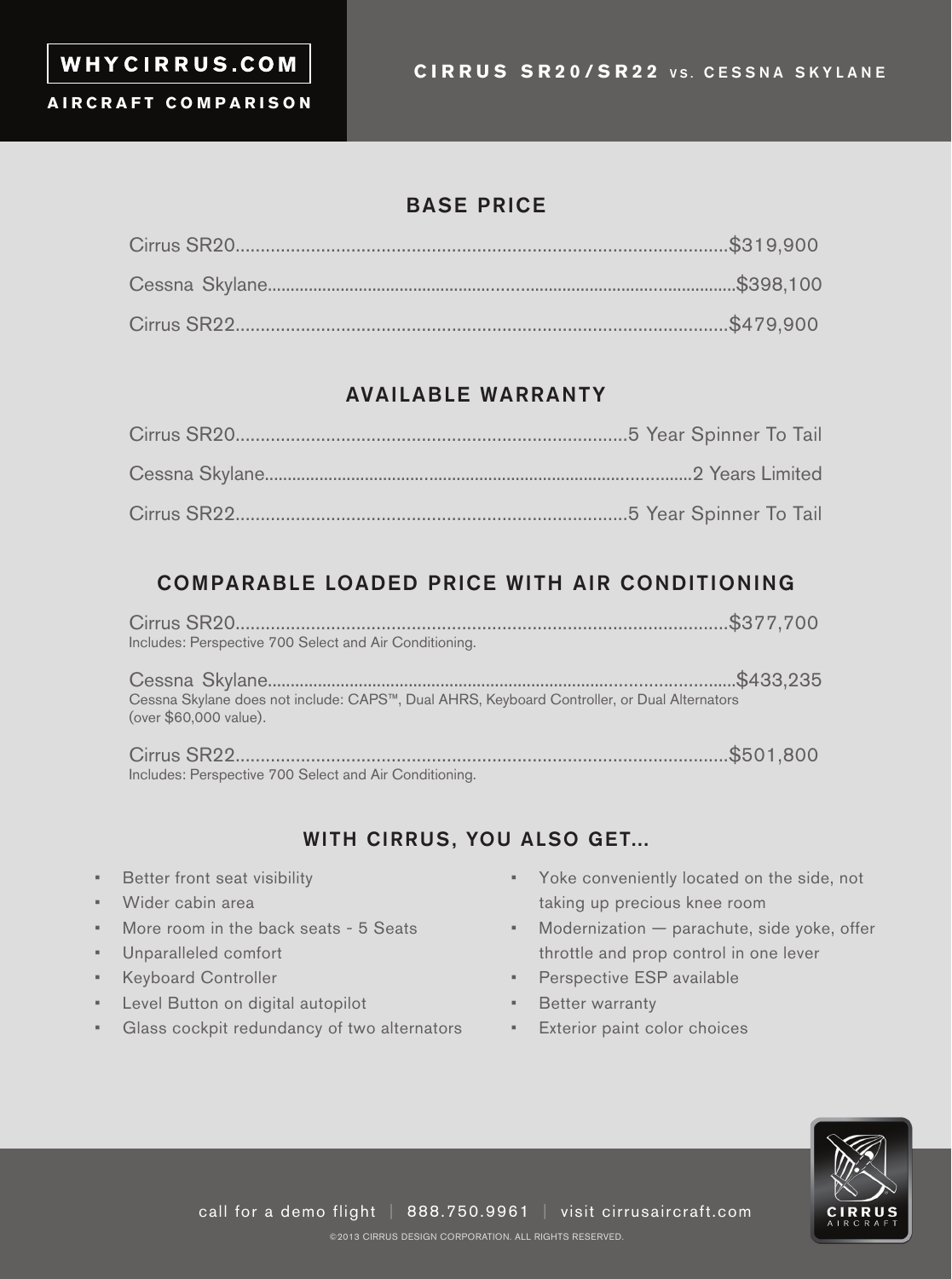**WHYCIRRUS.COM**

**AIRCRAFT COMPARISON**

**CIRRUS SR20/SR22** VS. CESSNA SKYLANE

## BASE PRICE

| | |
|---|---|
| Cirrus SR20 | $319,900 |
| Cessna Skylane | $398,100 |
| Cirrus SR22 | $479,900 |

## AVAILABLE WARRANTY

| | |
|---|---|
| Cirrus SR20 | 5 Year Spinner To Tail |
| Cessna Skylane | 2 Years Limited |
| Cirrus SR22 | 5 Year Spinner To Tail |

## COMPARABLE LOADED PRICE WITH AIR CONDITIONING

Cirrus SR20 .................. $377,700
Includes: Perspective 700 Select and Air Conditioning.

Cessna Skylane .................. $433,235
Cessna Skylane does not include: CAPS™, Dual AHRS, Keyboard Controller, or Dual Alternators (over $60,000 value).

Cirrus SR22 .................. $501,800
Includes: Perspective 700 Select and Air Conditioning.

## WITH CIRRUS, YOU ALSO GET...

- Better front seat visibility
- Wider cabin area
- More room in the back seats - 5 Seats
- Unparalleled comfort
- Keyboard Controller
- Level Button on digital autopilot
- Glass cockpit redundancy of two alternators
- Yoke conveniently located on the side, not taking up precious knee room
- Modernization — parachute, side yoke, offer throttle and prop control in one lever
- Perspective ESP available
- Better warranty
- Exterior paint color choices

call for a demo flight | 888.750.9961 | visit cirrusaircraft.com

©2013 CIRRUS DESIGN CORPORATION. ALL RIGHTS RESERVED.

CIRRUS AIRCRAFT